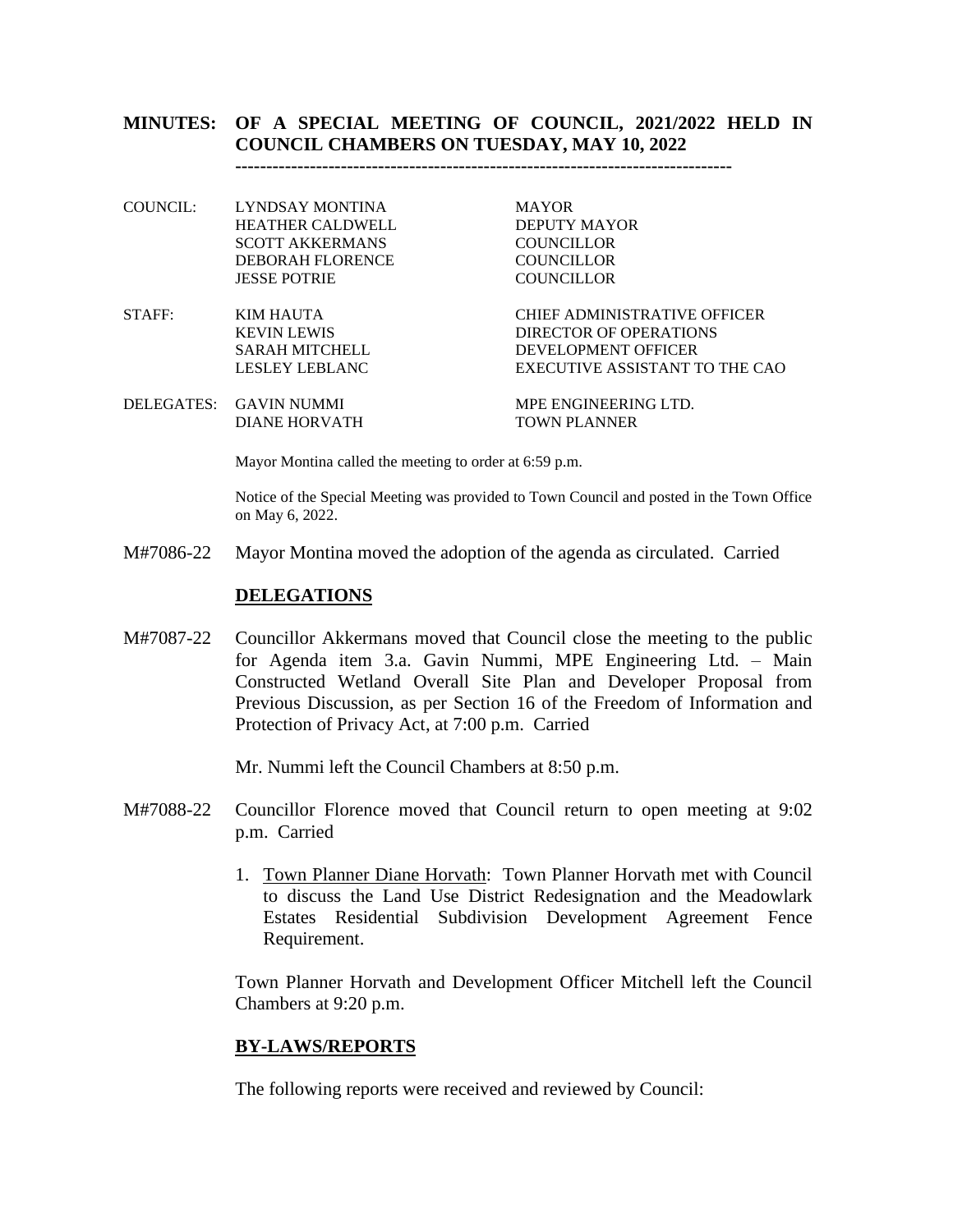# MINUTES: OF A SPECIAL MEETING OF COUNCIL, 2021/2022 HELD IN COUNCIL CHAMBERS ON TUESDAY, MAY 10, 2022

---

| | | |
|---|---|---|
| COUNCIL: | LYNDSAY MONTINA | MAYOR |
| | HEATHER CALDWELL | DEPUTY MAYOR |
| | SCOTT AKKERMANS | COUNCILLOR |
| | DEBORAH FLORENCE | COUNCILLOR |
| | JESSE POTRIE | COUNCILLOR |
| STAFF: | KIM HAUTA | CHIEF ADMINISTRATIVE OFFICER |
| | KEVIN LEWIS | DIRECTOR OF OPERATIONS |
| | SARAH MITCHELL | DEVELOPMENT OFFICER |
| | LESLEY LEBLANC | EXECUTIVE ASSISTANT TO THE CAO |
| DELEGATES: | GAVIN NUMMI | MPE ENGINEERING LTD. |
| | DIANE HORVATH | TOWN PLANNER |

Mayor Montina called the meeting to order at 6:59 p.m.

Notice of the Special Meeting was provided to Town Council and posted in the Town Office on May 6, 2022.

M#7086-22 Mayor Montina moved the adoption of the agenda as circulated. Carried

## DELEGATIONS

M#7087-22 Councillor Akkermans moved that Council close the meeting to the public for Agenda item 3.a. Gavin Nummi, MPE Engineering Ltd. – Main Constructed Wetland Overall Site Plan and Developer Proposal from Previous Discussion, as per Section 16 of the Freedom of Information and Protection of Privacy Act, at 7:00 p.m. Carried

Mr. Nummi left the Council Chambers at 8:50 p.m.

M#7088-22 Councillor Florence moved that Council return to open meeting at 9:02 p.m. Carried

1. Town Planner Diane Horvath: Town Planner Horvath met with Council to discuss the Land Use District Redesignation and the Meadowlark Estates Residential Subdivision Development Agreement Fence Requirement.

Town Planner Horvath and Development Officer Mitchell left the Council Chambers at 9:20 p.m.

## BY-LAWS/REPORTS

The following reports were received and reviewed by Council: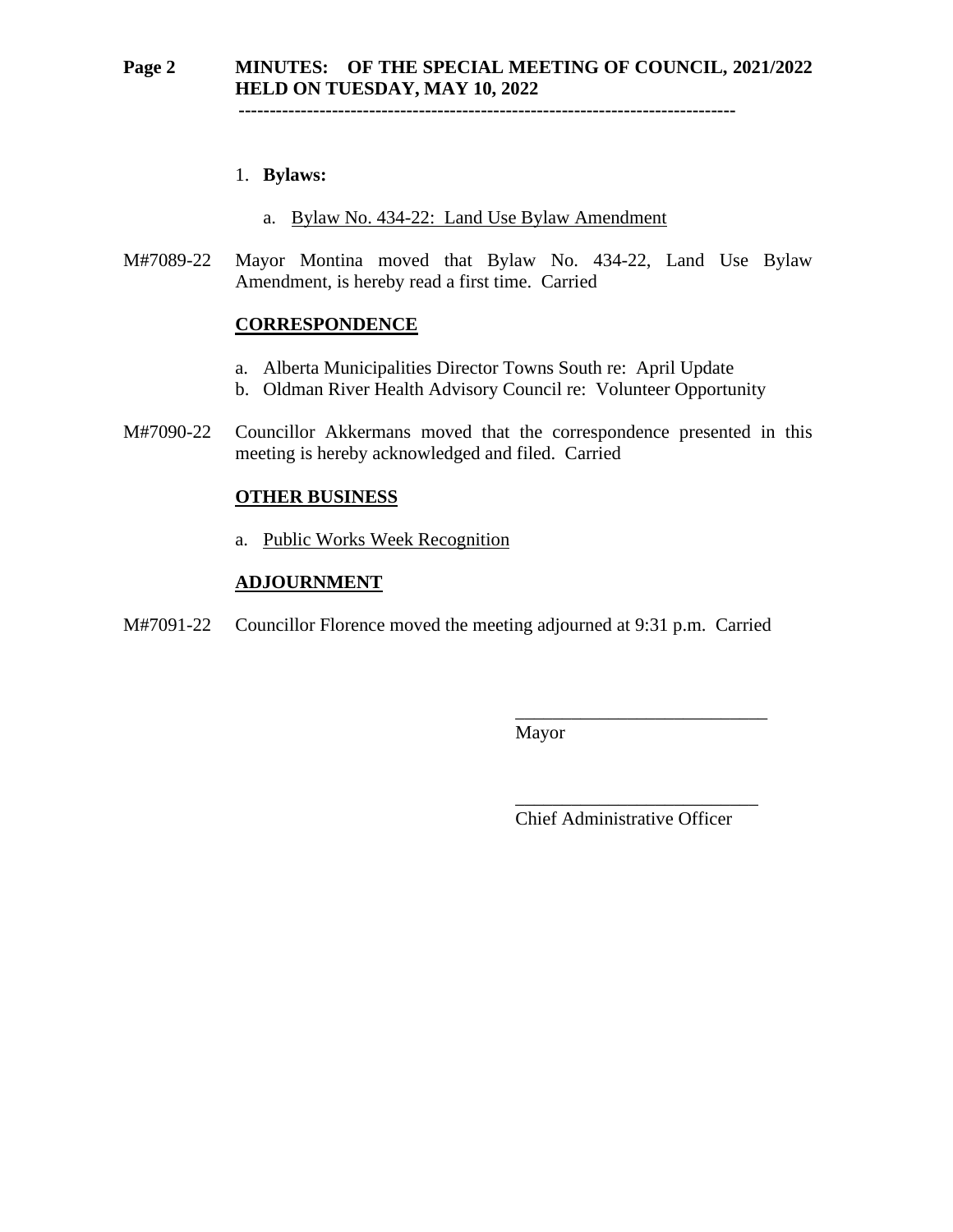1. **Bylaws:**

    a. Bylaw No. 434-22: Land Use Bylaw Amendment

M#7089-22 Mayor Montina moved that Bylaw No. 434-22, Land Use Bylaw Amendment, is hereby read a first time. Carried

## CORRESPONDENCE

a. Alberta Municipalities Director Towns South re: April Update
b. Oldman River Health Advisory Council re: Volunteer Opportunity

M#7090-22 Councillor Akkermans moved that the correspondence presented in this meeting is hereby acknowledged and filed. Carried

## OTHER BUSINESS

a. Public Works Week Recognition

## ADJOURNMENT

M#7091-22 Councillor Florence moved the meeting adjourned at 9:31 p.m. Carried

___________________________
Mayor

___________________________
Chief Administrative Officer